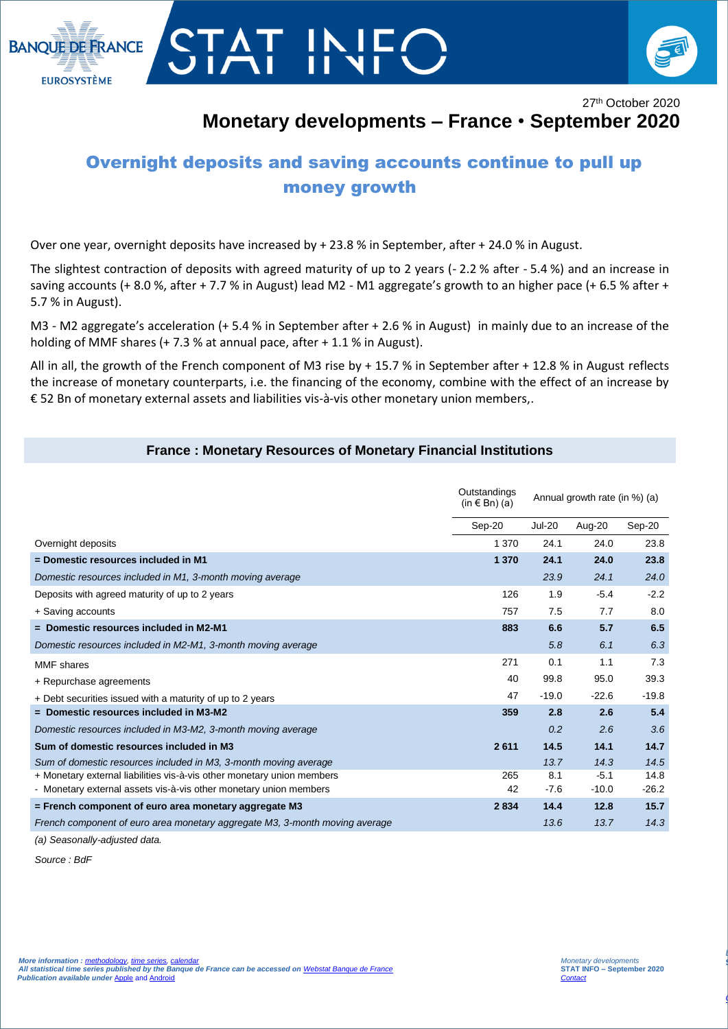BANQUE DE FRANCE
EUROSYSTÈME

# STAT INFO

27th October 2020

# Monetary developments – France • September 2020

## Overnight deposits and saving accounts continue to pull up money growth

Over one year, overnight deposits have increased by + 23.8 % in September, after + 24.0 % in August.

The slightest contraction of deposits with agreed maturity of up to 2 years (- 2.2 % after - 5.4 %) and an increase in saving accounts (+ 8.0 %, after + 7.7 % in August) lead M2 - M1 aggregate's growth to an higher pace (+ 6.5 % after + 5.7 % in August).

M3 - M2 aggregate's acceleration (+ 5.4 % in September after + 2.6 % in August) in mainly due to an increase of the holding of MMF shares (+ 7.3 % at annual pace, after + 1.1 % in August).

All in all, the growth of the French component of M3 rise by + 15.7 % in September after + 12.8 % in August reflects the increase of monetary counterparts, i.e. the financing of the economy, combine with the effect of an increase by € 52 Bn of monetary external assets and liabilities vis-à-vis other monetary union members,.

### France : Monetary Resources of Monetary Financial Institutions

| | Outstandings (in € Bn) (a) | Annual growth rate (in %) (a) | | |
|---|---|---|---|---|
| | Sep-20 | Jul-20 | Aug-20 | Sep-20 |
| Overnight deposits | 1 370 | 24.1 | 24.0 | 23.8 |
| **= Domestic resources included in M1** | **1 370** | **24.1** | **24.0** | **23.8** |
| *Domestic resources included in M1, 3-month moving average* | | *23.9* | *24.1* | *24.0* |
| Deposits with agreed maturity of up to 2 years | 126 | 1.9 | -5.4 | -2.2 |
| + Saving accounts | 757 | 7.5 | 7.7 | 8.0 |
| **= Domestic resources included in M2-M1** | **883** | **6.6** | **5.7** | **6.5** |
| *Domestic resources included in M2-M1, 3-month moving average* | | *5.8* | *6.1* | *6.3* |
| MMF shares | 271 | 0.1 | 1.1 | 7.3 |
| + Repurchase agreements | 40 | 99.8 | 95.0 | 39.3 |
| + Debt securities issued with a maturity of up to 2 years | 47 | -19.0 | -22.6 | -19.8 |
| **= Domestic resources included in M3-M2** | **359** | **2.8** | **2.6** | **5.4** |
| *Domestic resources included in M3-M2, 3-month moving average* | | *0.2* | *2.6* | *3.6* |
| **Sum of domestic resources included in M3** | **2 611** | **14.5** | **14.1** | **14.7** |
| *Sum of domestic resources included in M3, 3-month moving average* | | *13.7* | *14.3* | *14.5* |
| + Monetary external liabilities vis-à-vis other monetary union members | 265 | 8.1 | -5.1 | 14.8 |
| - Monetary external assets vis-à-vis other monetary union members | 42 | -7.6 | -10.0 | -26.2 |
| **= French component of euro area monetary aggregate M3** | **2 834** | **14.4** | **12.8** | **15.7** |
| *French component of euro area monetary aggregate M3, 3-month moving average* | | *13.6* | *13.7* | *14.3* |

*(a) Seasonally-adjusted data.*

*Source : BdF*

*More information : methodology, time series, calendar*
*All statistical time series published by the Banque de France can be accessed on Webstat Banque de France*
*Publication available under Apple and Android*

*Monetary developments*
**STAT INFO – September 2020**
*Contact*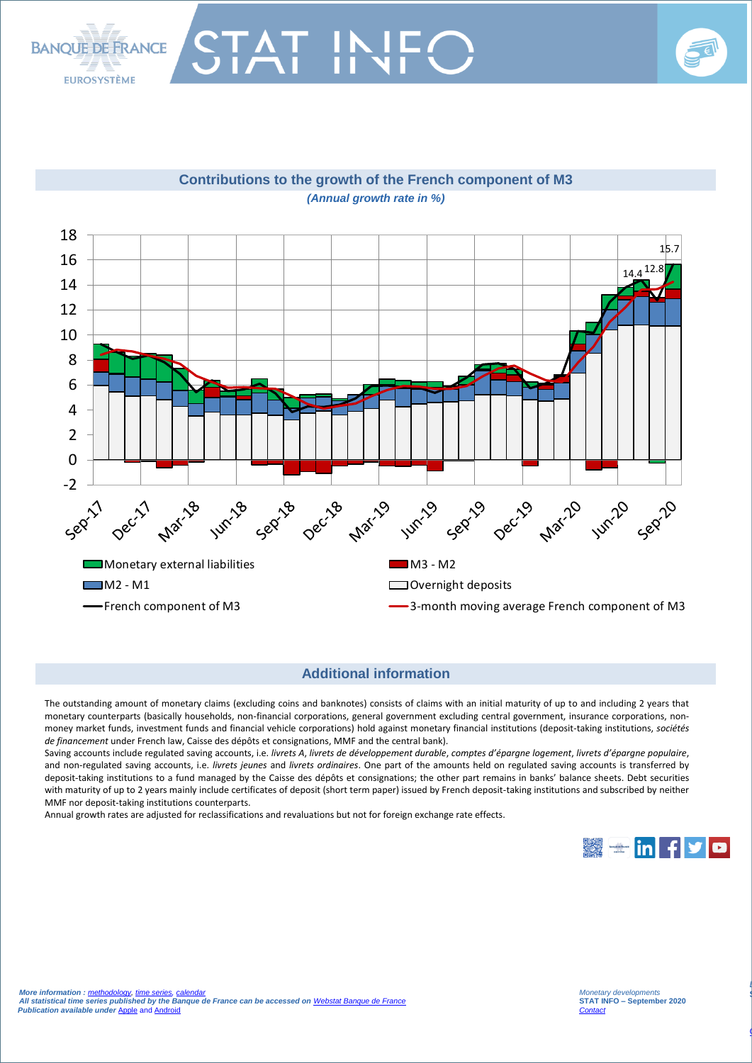## Contributions to the growth of the French component of M3

*(Annual growth rate in %)*

18
16
14
12
10
8
6
4
2
0
-2

15.7
14.4
12.8

Sep-17, Dec-17, Mar-18, Jun-18, Sep-18, Dec-18, Mar-19, Jun-19, Sep-19, Dec-19, Mar-20, Jun-20, Sep-20

Monetary external liabilities
M3 - M2
M2 - M1
Overnight deposits
French component of M3
3-month moving average French component of M3

## Additional information

The outstanding amount of monetary claims (excluding coins and banknotes) consists of claims with an initial maturity of up to and including 2 years that monetary counterparts (basically households, non-financial corporations, general government excluding central government, insurance corporations, non-money market funds, investment funds and financial vehicle corporations) hold against monetary financial institutions (deposit-taking institutions, *sociétés de financement* under French law, Caisse des dépôts et consignations, MMF and the central bank).

Saving accounts include regulated saving accounts, i.e. *livrets A*, *livrets de développement durable*, *comptes d'épargne logement*, *livrets d'épargne populaire*, and non-regulated saving accounts, i.e. *livrets jeunes* and *livrets ordinaires*. One part of the amounts held on regulated saving accounts is transferred by deposit-taking institutions to a fund managed by the Caisse des dépôts et consignations; the other part remains in banks' balance sheets. Debt securities with maturity of up to 2 years mainly include certificates of deposit (short term paper) issued by French deposit-taking institutions and subscribed by neither MMF nor deposit-taking institutions counterparts.

Annual growth rates are adjusted for reclassifications and revaluations but not for foreign exchange rate effects.

*More information : methodology, time series, calendar*
*All statistical time series published by the Banque de France can be accessed on Webstat Banque de France*
*Publication available under Apple and Android*

*Monetary developments*
**STAT INFO – September 2020**
*Contact*